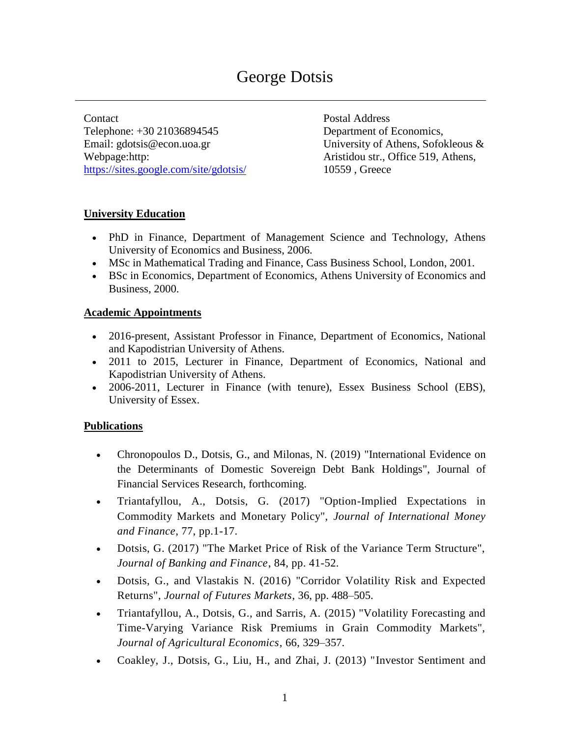# George Dotsis

Contact
Telephone: +30 21036894545
Email: gdotsis@econ.uoa.gr
Webpage:http: https://sites.google.com/site/gdotsis/

Postal Address
Department of Economics,
University of Athens, Sofokleous & Aristidou str., Office 519, Athens, 10559 , Greece

## University Education

- PhD in Finance, Department of Management Science and Technology, Athens University of Economics and Business, 2006.
- MSc in Mathematical Trading and Finance, Cass Business School, London, 2001.
- BSc in Economics, Department of Economics, Athens University of Economics and Business, 2000.

## Academic Appointments

- 2016-present, Assistant Professor in Finance, Department of Economics, National and Kapodistrian University of Athens.
- 2011 to 2015, Lecturer in Finance, Department of Economics, National and Kapodistrian University of Athens.
- 2006-2011, Lecturer in Finance (with tenure), Essex Business School (EBS), University of Essex.

## Publications

- Chronopoulos D., Dotsis, G., and Milonas, N. (2019) "International Evidence on the Determinants of Domestic Sovereign Debt Bank Holdings", Journal of Financial Services Research, forthcoming.
- Triantafyllou, A., Dotsis, G. (2017) "Option-Implied Expectations in Commodity Markets and Monetary Policy", *Journal of International Money and Finance*, 77, pp.1-17.
- Dotsis, G. (2017) "The Market Price of Risk of the Variance Term Structure", *Journal of Banking and Finance*, 84, pp. 41-52.
- Dotsis, G., and Vlastakis N. (2016) "Corridor Volatility Risk and Expected Returns", *Journal of Futures Markets*, 36, pp. 488–505.
- Triantafyllou, A., Dotsis, G., and Sarris, A. (2015) "Volatility Forecasting and Time-Varying Variance Risk Premiums in Grain Commodity Markets", *Journal of Agricultural Economics*, 66, 329–357.
- Coakley, J., Dotsis, G., Liu, H., and Zhai, J. (2013) "Investor Sentiment and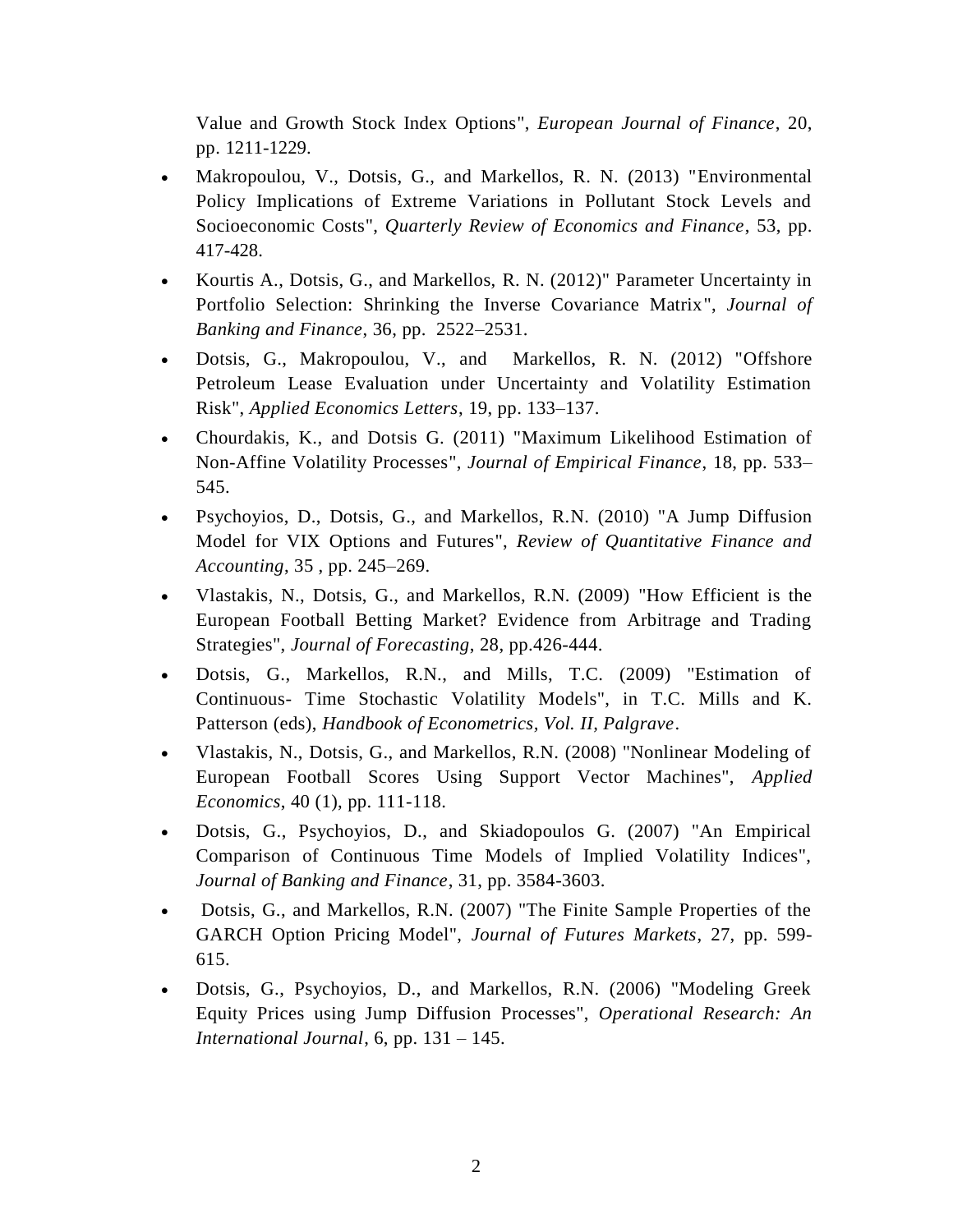Value and Growth Stock Index Options", *European Journal of Finance*, 20, pp. 1211-1229.

- Makropoulou, V., Dotsis, G., and Markellos, R. N. (2013) "Environmental Policy Implications of Extreme Variations in Pollutant Stock Levels and Socioeconomic Costs", *Quarterly Review of Economics and Finance*, 53, pp. 417-428.
- Kourtis A., Dotsis, G., and Markellos, R. N. (2012)" Parameter Uncertainty in Portfolio Selection: Shrinking the Inverse Covariance Matrix", *Journal of Banking and Finance*, 36, pp. 2522–2531.
- Dotsis, G., Makropoulou, V., and Markellos, R. N. (2012) "Offshore Petroleum Lease Evaluation under Uncertainty and Volatility Estimation Risk", *Applied Economics Letters*, 19, pp. 133–137.
- Chourdakis, K., and Dotsis G. (2011) "Maximum Likelihood Estimation of Non-Affine Volatility Processes", *Journal of Empirical Finance*, 18, pp. 533–545.
- Psychoyios, D., Dotsis, G., and Markellos, R.N. (2010) "A Jump Diffusion Model for VIX Options and Futures", *Review of Quantitative Finance and Accounting*, 35 , pp. 245–269.
- Vlastakis, N., Dotsis, G., and Markellos, R.N. (2009) "How Efficient is the European Football Betting Market? Evidence from Arbitrage and Trading Strategies", *Journal of Forecasting*, 28, pp.426-444.
- Dotsis, G., Markellos, R.N., and Mills, T.C. (2009) "Estimation of Continuous- Time Stochastic Volatility Models", in T.C. Mills and K. Patterson (eds), *Handbook of Econometrics, Vol. II, Palgrave*.
- Vlastakis, N., Dotsis, G., and Markellos, R.N. (2008) "Nonlinear Modeling of European Football Scores Using Support Vector Machines", *Applied Economics*, 40 (1), pp. 111-118.
- Dotsis, G., Psychoyios, D., and Skiadopoulos G. (2007) "An Empirical Comparison of Continuous Time Models of Implied Volatility Indices", *Journal of Banking and Finance*, 31, pp. 3584-3603.
- Dotsis, G., and Markellos, R.N. (2007) "The Finite Sample Properties of the GARCH Option Pricing Model", *Journal of Futures Markets*, 27, pp. 599-615.
- Dotsis, G., Psychoyios, D., and Markellos, R.N. (2006) "Modeling Greek Equity Prices using Jump Diffusion Processes", *Operational Research: An International Journal*, 6, pp. 131 – 145.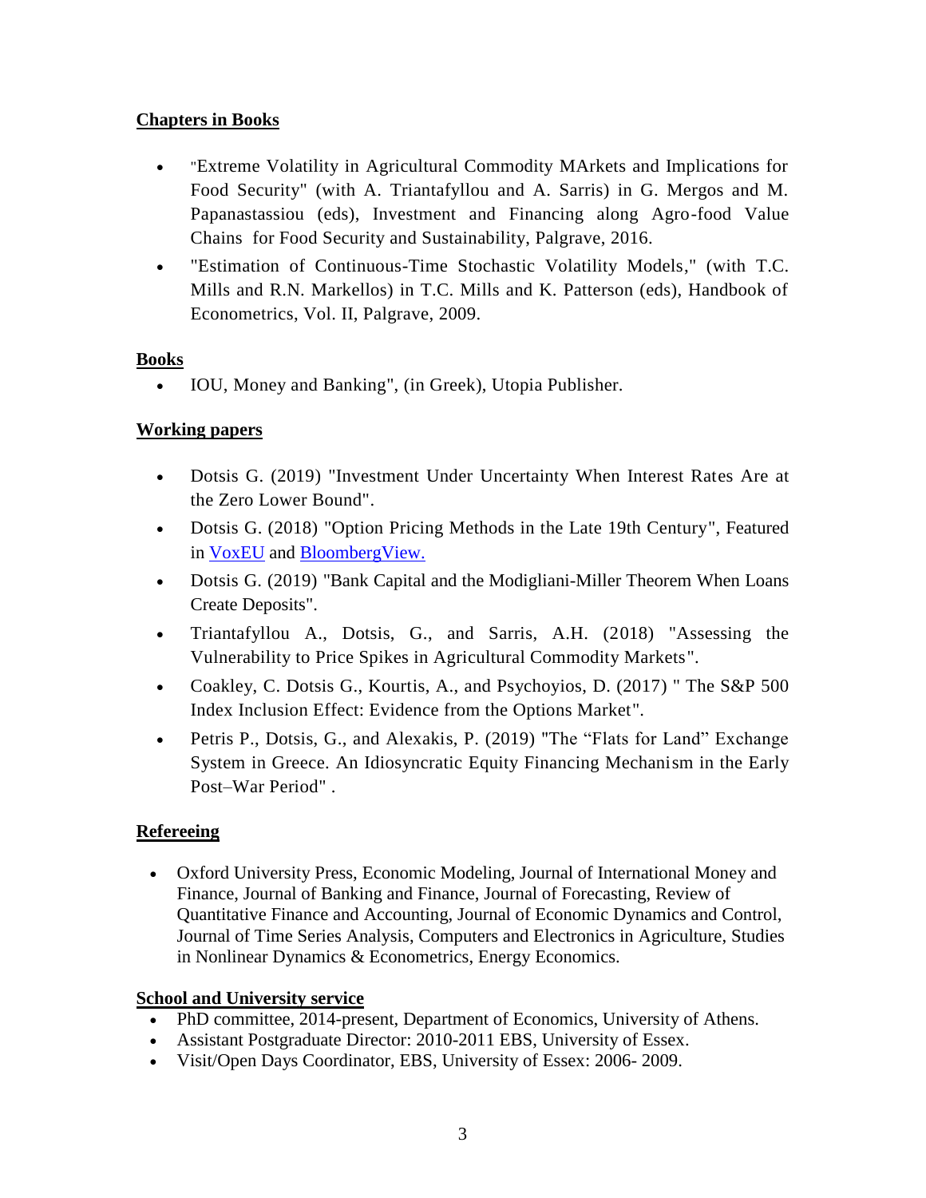## Chapters in Books

- "Extreme Volatility in Agricultural Commodity MArkets and Implications for Food Security" (with A. Triantafyllou and A. Sarris) in G. Mergos and M. Papanastassiou (eds), Investment and Financing along Agro-food Value Chains for Food Security and Sustainability, Palgrave, 2016.
- "Estimation of Continuous-Time Stochastic Volatility Models," (with T.C. Mills and R.N. Markellos) in T.C. Mills and K. Patterson (eds), Handbook of Econometrics, Vol. II, Palgrave, 2009.

## Books

- IOU, Money and Banking", (in Greek), Utopia Publisher.

## Working papers

- Dotsis G. (2019) "Investment Under Uncertainty When Interest Rates Are at the Zero Lower Bound".
- Dotsis G. (2018) "Option Pricing Methods in the Late 19th Century", Featured in VoxEU and BloombergView.
- Dotsis G. (2019) "Bank Capital and the Modigliani-Miller Theorem When Loans Create Deposits".
- Triantafyllou A., Dotsis, G., and Sarris, A.H. (2018) "Assessing the Vulnerability to Price Spikes in Agricultural Commodity Markets".
- Coakley, C. Dotsis G., Kourtis, A., and Psychoyios, D. (2017) " The S&P 500 Index Inclusion Effect: Evidence from the Options Market".
- Petris P., Dotsis, G., and Alexakis, P. (2019) "The "Flats for Land" Exchange System in Greece. An Idiosyncratic Equity Financing Mechanism in the Early Post–War Period" .

## Refereeing

- Oxford University Press, Economic Modeling, Journal of International Money and Finance, Journal of Banking and Finance, Journal of Forecasting, Review of Quantitative Finance and Accounting, Journal of Economic Dynamics and Control, Journal of Time Series Analysis, Computers and Electronics in Agriculture, Studies in Nonlinear Dynamics & Econometrics, Energy Economics.

## School and University service

- PhD committee, 2014-present, Department of Economics, University of Athens.
- Assistant Postgraduate Director: 2010-2011 EBS, University of Essex.
- Visit/Open Days Coordinator, EBS, University of Essex: 2006- 2009.